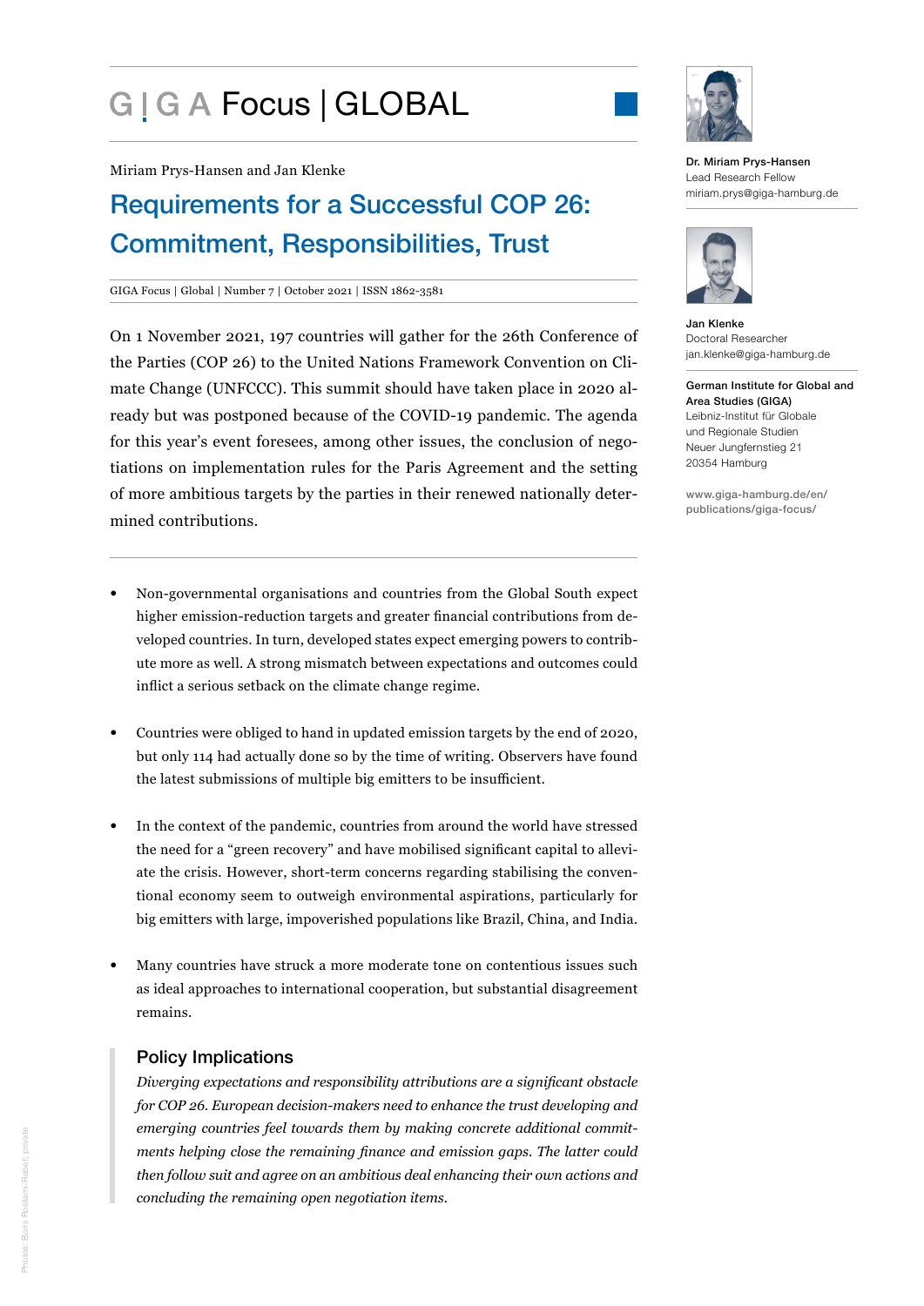# GIGA Focus | GLOBAL

Miriam Prys-Hansen and Jan Klenke

## Requirements for a Successful COP 26: Commitment, Responsibilities, Trust

GIGA Focus | Global | Number 7 | October 2021 | ISSN 1862-3581

On 1 November 2021, 197 countries will gather for the 26th Conference of the Parties (COP 26) to the United Nations Framework Convention on Climate Change (UNFCCC). This summit should have taken place in 2020 already but was postponed because of the COVID-19 pandemic. The agenda for this year's event foresees, among other issues, the conclusion of negotiations on implementation rules for the Paris Agreement and the setting of more ambitious targets by the parties in their renewed nationally determined contributions.

- Non-governmental organisations and countries from the Global South expect higher emission-reduction targets and greater financial contributions from developed countries. In turn, developed states expect emerging powers to contribute more as well. A strong mismatch between expectations and outcomes could inflict a serious setback on the climate change regime.

- Countries were obliged to hand in updated emission targets by the end of 2020, but only 114 had actually done so by the time of writing. Observers have found the latest submissions of multiple big emitters to be insufficient.

- In the context of the pandemic, countries from around the world have stressed the need for a "green recovery" and have mobilised significant capital to alleviate the crisis. However, short-term concerns regarding stabilising the conventional economy seem to outweigh environmental aspirations, particularly for big emitters with large, impoverished populations like Brazil, China, and India.

- Many countries have struck a more moderate tone on contentious issues such as ideal approaches to international cooperation, but substantial disagreement remains.

### Policy Implications

*Diverging expectations and responsibility attributions are a significant obstacle for COP 26. European decision-makers need to enhance the trust developing and emerging countries feel towards them by making concrete additional commitments helping close the remaining finance and emission gaps. The latter could then follow suit and agree on an ambitious deal enhancing their own actions and concluding the remaining open negotiation items.*

**Dr. Miriam Prys-Hansen**
Lead Research Fellow
miriam.prys@giga-hamburg.de

**Jan Klenke**
Doctoral Researcher
jan.klenke@giga-hamburg.de

**German Institute for Global and Area Studies (GIGA)**
Leibniz-Institut für Globale und Regionale Studien
Neuer Jungfernstieg 21
20354 Hamburg

www.giga-hamburg.de/en/publications/giga-focus/

Photos: Boris Rostami-Rabet; private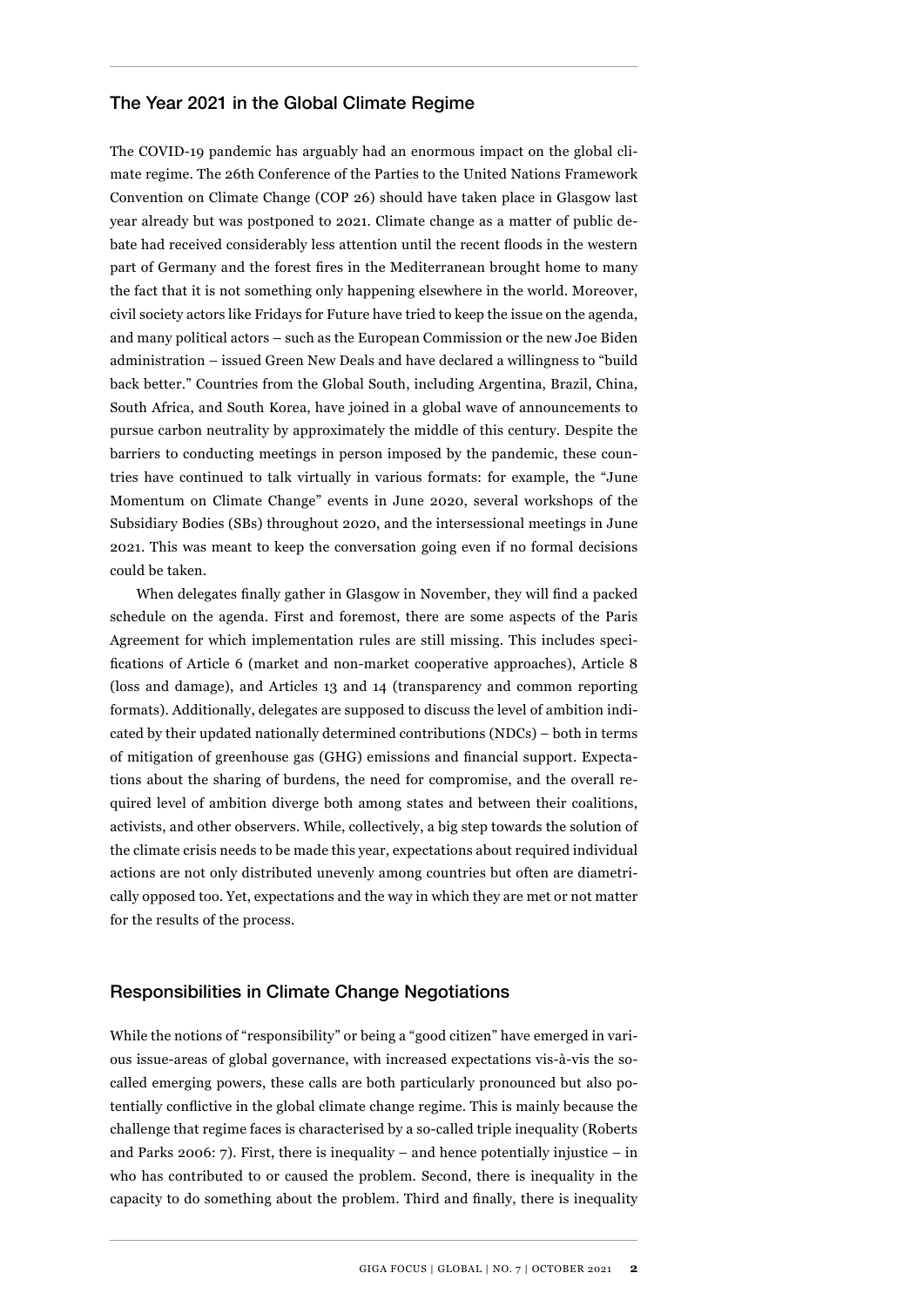## The Year 2021 in the Global Climate Regime

The COVID-19 pandemic has arguably had an enormous impact on the global climate regime. The 26th Conference of the Parties to the United Nations Framework Convention on Climate Change (COP 26) should have taken place in Glasgow last year already but was postponed to 2021. Climate change as a matter of public debate had received considerably less attention until the recent floods in the western part of Germany and the forest fires in the Mediterranean brought home to many the fact that it is not something only happening elsewhere in the world. Moreover, civil society actors like Fridays for Future have tried to keep the issue on the agenda, and many political actors – such as the European Commission or the new Joe Biden administration – issued Green New Deals and have declared a willingness to "build back better." Countries from the Global South, including Argentina, Brazil, China, South Africa, and South Korea, have joined in a global wave of announcements to pursue carbon neutrality by approximately the middle of this century. Despite the barriers to conducting meetings in person imposed by the pandemic, these countries have continued to talk virtually in various formats: for example, the "June Momentum on Climate Change" events in June 2020, several workshops of the Subsidiary Bodies (SBs) throughout 2020, and the intersessional meetings in June 2021. This was meant to keep the conversation going even if no formal decisions could be taken.

When delegates finally gather in Glasgow in November, they will find a packed schedule on the agenda. First and foremost, there are some aspects of the Paris Agreement for which implementation rules are still missing. This includes specifications of Article 6 (market and non-market cooperative approaches), Article 8 (loss and damage), and Articles 13 and 14 (transparency and common reporting formats). Additionally, delegates are supposed to discuss the level of ambition indicated by their updated nationally determined contributions (NDCs) – both in terms of mitigation of greenhouse gas (GHG) emissions and financial support. Expectations about the sharing of burdens, the need for compromise, and the overall required level of ambition diverge both among states and between their coalitions, activists, and other observers. While, collectively, a big step towards the solution of the climate crisis needs to be made this year, expectations about required individual actions are not only distributed unevenly among countries but often are diametrically opposed too. Yet, expectations and the way in which they are met or not matter for the results of the process.

## Responsibilities in Climate Change Negotiations

While the notions of "responsibility" or being a "good citizen" have emerged in various issue-areas of global governance, with increased expectations vis-à-vis the so-called emerging powers, these calls are both particularly pronounced but also potentially conflictive in the global climate change regime. This is mainly because the challenge that regime faces is characterised by a so-called triple inequality (Roberts and Parks 2006: 7). First, there is inequality – and hence potentially injustice – in who has contributed to or caused the problem. Second, there is inequality in the capacity to do something about the problem. Third and finally, there is inequality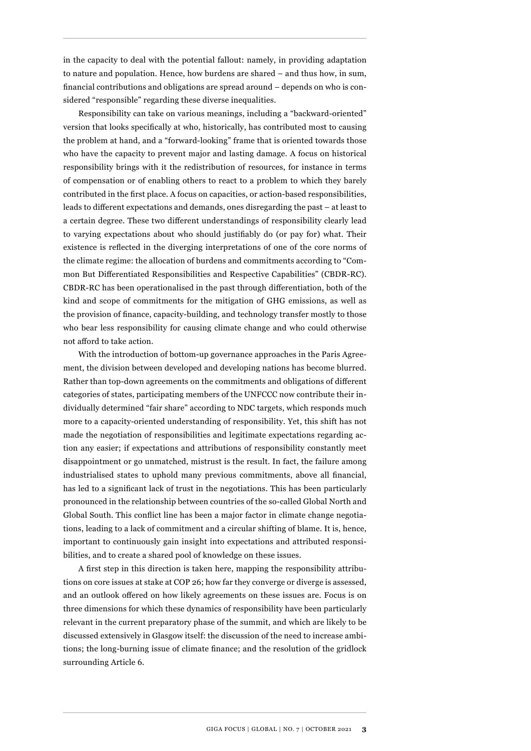in the capacity to deal with the potential fallout: namely, in providing adaptation to nature and population. Hence, how burdens are shared – and thus how, in sum, financial contributions and obligations are spread around – depends on who is considered "responsible" regarding these diverse inequalities.

Responsibility can take on various meanings, including a "backward-oriented" version that looks specifically at who, historically, has contributed most to causing the problem at hand, and a "forward-looking" frame that is oriented towards those who have the capacity to prevent major and lasting damage. A focus on historical responsibility brings with it the redistribution of resources, for instance in terms of compensation or of enabling others to react to a problem to which they barely contributed in the first place. A focus on capacities, or action-based responsibilities, leads to different expectations and demands, ones disregarding the past – at least to a certain degree. These two different understandings of responsibility clearly lead to varying expectations about who should justifiably do (or pay for) what. Their existence is reflected in the diverging interpretations of one of the core norms of the climate regime: the allocation of burdens and commitments according to "Common But Differentiated Responsibilities and Respective Capabilities" (CBDR-RC). CBDR-RC has been operationalised in the past through differentiation, both of the kind and scope of commitments for the mitigation of GHG emissions, as well as the provision of finance, capacity-building, and technology transfer mostly to those who bear less responsibility for causing climate change and who could otherwise not afford to take action.

With the introduction of bottom-up governance approaches in the Paris Agreement, the division between developed and developing nations has become blurred. Rather than top-down agreements on the commitments and obligations of different categories of states, participating members of the UNFCCC now contribute their individually determined "fair share" according to NDC targets, which responds much more to a capacity-oriented understanding of responsibility. Yet, this shift has not made the negotiation of responsibilities and legitimate expectations regarding action any easier; if expectations and attributions of responsibility constantly meet disappointment or go unmatched, mistrust is the result. In fact, the failure among industrialised states to uphold many previous commitments, above all financial, has led to a significant lack of trust in the negotiations. This has been particularly pronounced in the relationship between countries of the so-called Global North and Global South. This conflict line has been a major factor in climate change negotiations, leading to a lack of commitment and a circular shifting of blame. It is, hence, important to continuously gain insight into expectations and attributed responsibilities, and to create a shared pool of knowledge on these issues.

A first step in this direction is taken here, mapping the responsibility attributions on core issues at stake at COP 26; how far they converge or diverge is assessed, and an outlook offered on how likely agreements on these issues are. Focus is on three dimensions for which these dynamics of responsibility have been particularly relevant in the current preparatory phase of the summit, and which are likely to be discussed extensively in Glasgow itself: the discussion of the need to increase ambitions; the long-burning issue of climate finance; and the resolution of the gridlock surrounding Article 6.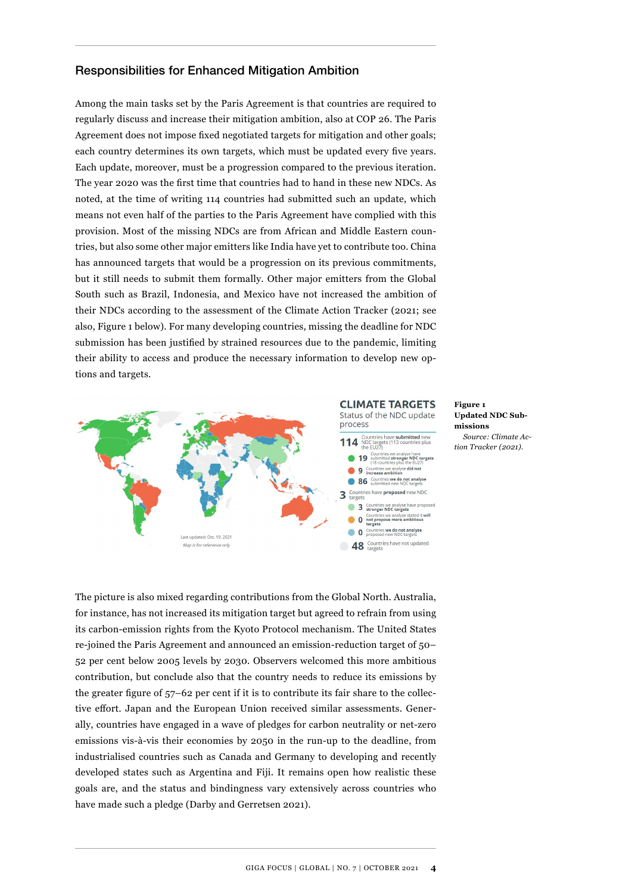## Responsibilities for Enhanced Mitigation Ambition

Among the main tasks set by the Paris Agreement is that countries are required to regularly discuss and increase their mitigation ambition, also at COP 26. The Paris Agreement does not impose fixed negotiated targets for mitigation and other goals; each country determines its own targets, which must be updated every five years. Each update, moreover, must be a progression compared to the previous iteration. The year 2020 was the first time that countries had to hand in these new NDCs. As noted, at the time of writing 114 countries had submitted such an update, which means not even half of the parties to the Paris Agreement have complied with this provision. Most of the missing NDCs are from African and Middle Eastern countries, but also some other major emitters like India have yet to contribute too. China has announced targets that would be a progression on its previous commitments, but it still needs to submit them formally. Other major emitters from the Global South such as Brazil, Indonesia, and Mexico have not increased the ambition of their NDCs according to the assessment of the Climate Action Tracker (2021; see also, Figure 1 below). For many developing countries, missing the deadline for NDC submission has been justified by strained resources due to the pandemic, limiting their ability to access and produce the necessary information to develop new options and targets.

**Figure 1**
**Updated NDC Submissions**

*Source: Climate Action Tracker (2021).*

The picture is also mixed regarding contributions from the Global North. Australia, for instance, has not increased its mitigation target but agreed to refrain from using its carbon-emission rights from the Kyoto Protocol mechanism. The United States re-joined the Paris Agreement and announced an emission-reduction target of 50–52 per cent below 2005 levels by 2030. Observers welcomed this more ambitious contribution, but conclude also that the country needs to reduce its emissions by the greater figure of 57–62 per cent if it is to contribute its fair share to the collective effort. Japan and the European Union received similar assessments. Generally, countries have engaged in a wave of pledges for carbon neutrality or net-zero emissions vis-à-vis their economies by 2050 in the run-up to the deadline, from industrialised countries such as Canada and Germany to developing and recently developed states such as Argentina and Fiji. It remains open how realistic these goals are, and the status and bindingness vary extensively across countries who have made such a pledge (Darby and Gerretsen 2021).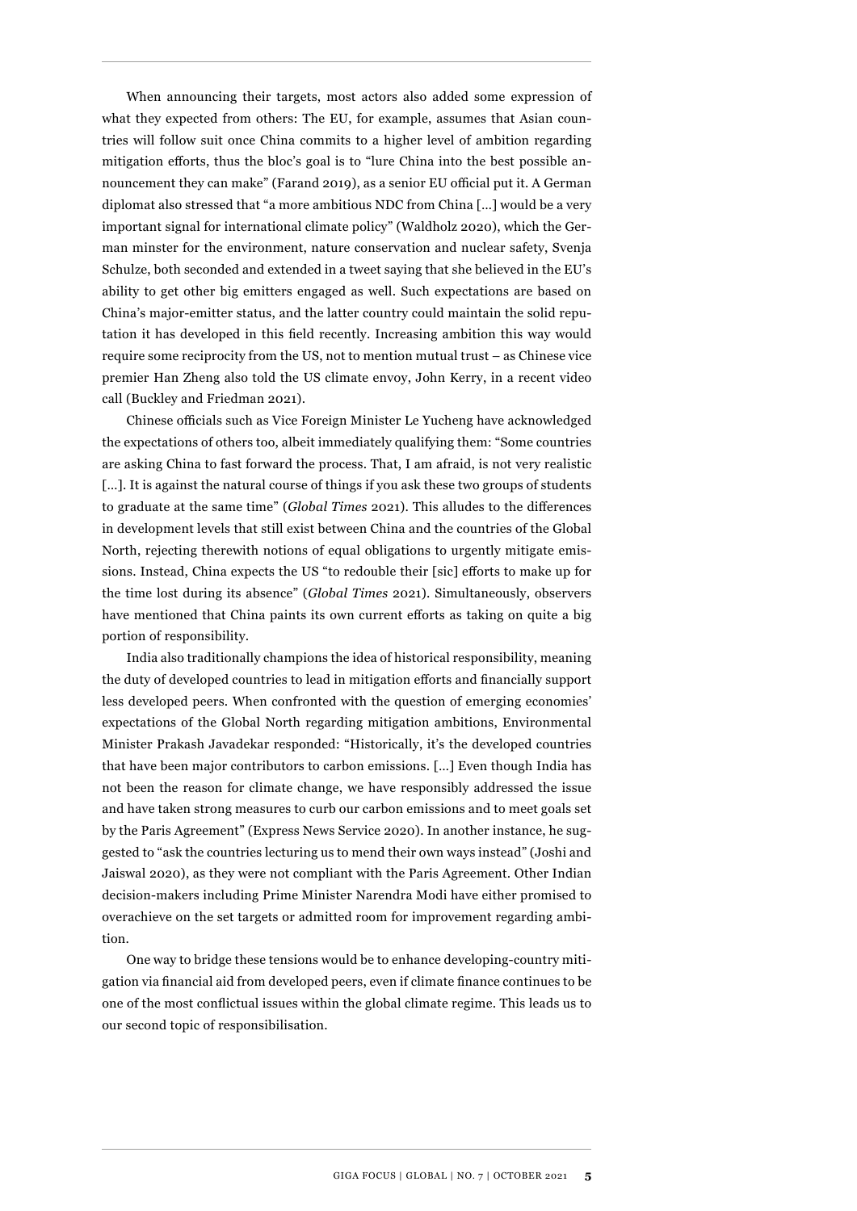When announcing their targets, most actors also added some expression of what they expected from others: The EU, for example, assumes that Asian countries will follow suit once China commits to a higher level of ambition regarding mitigation efforts, thus the bloc's goal is to "lure China into the best possible announcement they can make" (Farand 2019), as a senior EU official put it. A German diplomat also stressed that "a more ambitious NDC from China [...] would be a very important signal for international climate policy" (Waldholz 2020), which the German minster for the environment, nature conservation and nuclear safety, Svenja Schulze, both seconded and extended in a tweet saying that she believed in the EU's ability to get other big emitters engaged as well. Such expectations are based on China's major-emitter status, and the latter country could maintain the solid reputation it has developed in this field recently. Increasing ambition this way would require some reciprocity from the US, not to mention mutual trust – as Chinese vice premier Han Zheng also told the US climate envoy, John Kerry, in a recent video call (Buckley and Friedman 2021).

Chinese officials such as Vice Foreign Minister Le Yucheng have acknowledged the expectations of others too, albeit immediately qualifying them: "Some countries are asking China to fast forward the process. That, I am afraid, is not very realistic [...]. It is against the natural course of things if you ask these two groups of students to graduate at the same time" (*Global Times* 2021). This alludes to the differences in development levels that still exist between China and the countries of the Global North, rejecting therewith notions of equal obligations to urgently mitigate emissions. Instead, China expects the US "to redouble their [sic] efforts to make up for the time lost during its absence" (*Global Times* 2021). Simultaneously, observers have mentioned that China paints its own current efforts as taking on quite a big portion of responsibility.

India also traditionally champions the idea of historical responsibility, meaning the duty of developed countries to lead in mitigation efforts and financially support less developed peers. When confronted with the question of emerging economies' expectations of the Global North regarding mitigation ambitions, Environmental Minister Prakash Javadekar responded: "Historically, it's the developed countries that have been major contributors to carbon emissions. [...] Even though India has not been the reason for climate change, we have responsibly addressed the issue and have taken strong measures to curb our carbon emissions and to meet goals set by the Paris Agreement" (Express News Service 2020). In another instance, he suggested to "ask the countries lecturing us to mend their own ways instead" (Joshi and Jaiswal 2020), as they were not compliant with the Paris Agreement. Other Indian decision-makers including Prime Minister Narendra Modi have either promised to overachieve on the set targets or admitted room for improvement regarding ambition.

One way to bridge these tensions would be to enhance developing-country mitigation via financial aid from developed peers, even if climate finance continues to be one of the most conflictual issues within the global climate regime. This leads us to our second topic of responsibilisation.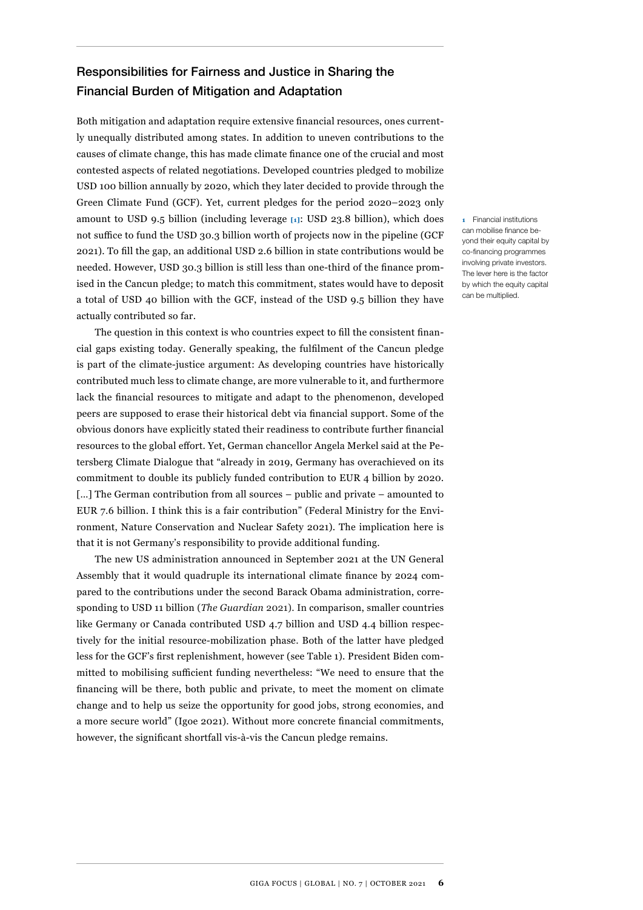## Responsibilities for Fairness and Justice in Sharing the Financial Burden of Mitigation and Adaptation

Both mitigation and adaptation require extensive financial resources, ones currently unequally distributed among states. In addition to uneven contributions to the causes of climate change, this has made climate finance one of the crucial and most contested aspects of related negotiations. Developed countries pledged to mobilize USD 100 billion annually by 2020, which they later decided to provide through the Green Climate Fund (GCF). Yet, current pledges for the period 2020–2023 only amount to USD 9.5 billion (including leverage [1]: USD 23.8 billion), which does not suffice to fund the USD 30.3 billion worth of projects now in the pipeline (GCF 2021). To fill the gap, an additional USD 2.6 billion in state contributions would be needed. However, USD 30.3 billion is still less than one-third of the finance promised in the Cancun pledge; to match this commitment, states would have to deposit a total of USD 40 billion with the GCF, instead of the USD 9.5 billion they have actually contributed so far.

1 Financial institutions can mobilise finance beyond their equity capital by co-financing programmes involving private investors. The lever here is the factor by which the equity capital can be multiplied.

The question in this context is who countries expect to fill the consistent financial gaps existing today. Generally speaking, the fulfilment of the Cancun pledge is part of the climate-justice argument: As developing countries have historically contributed much less to climate change, are more vulnerable to it, and furthermore lack the financial resources to mitigate and adapt to the phenomenon, developed peers are supposed to erase their historical debt via financial support. Some of the obvious donors have explicitly stated their readiness to contribute further financial resources to the global effort. Yet, German chancellor Angela Merkel said at the Petersberg Climate Dialogue that “already in 2019, Germany has overachieved on its commitment to double its publicly funded contribution to EUR 4 billion by 2020. [...] The German contribution from all sources – public and private – amounted to EUR 7.6 billion. I think this is a fair contribution” (Federal Ministry for the Environment, Nature Conservation and Nuclear Safety 2021). The implication here is that it is not Germany’s responsibility to provide additional funding.

The new US administration announced in September 2021 at the UN General Assembly that it would quadruple its international climate finance by 2024 compared to the contributions under the second Barack Obama administration, corresponding to USD 11 billion (*The Guardian* 2021). In comparison, smaller countries like Germany or Canada contributed USD 4.7 billion and USD 4.4 billion respectively for the initial resource-mobilization phase. Both of the latter have pledged less for the GCF’s first replenishment, however (see Table 1). President Biden committed to mobilising sufficient funding nevertheless: “We need to ensure that the financing will be there, both public and private, to meet the moment on climate change and to help us seize the opportunity for good jobs, strong economies, and a more secure world” (Igoe 2021). Without more concrete financial commitments, however, the significant shortfall vis-à-vis the Cancun pledge remains.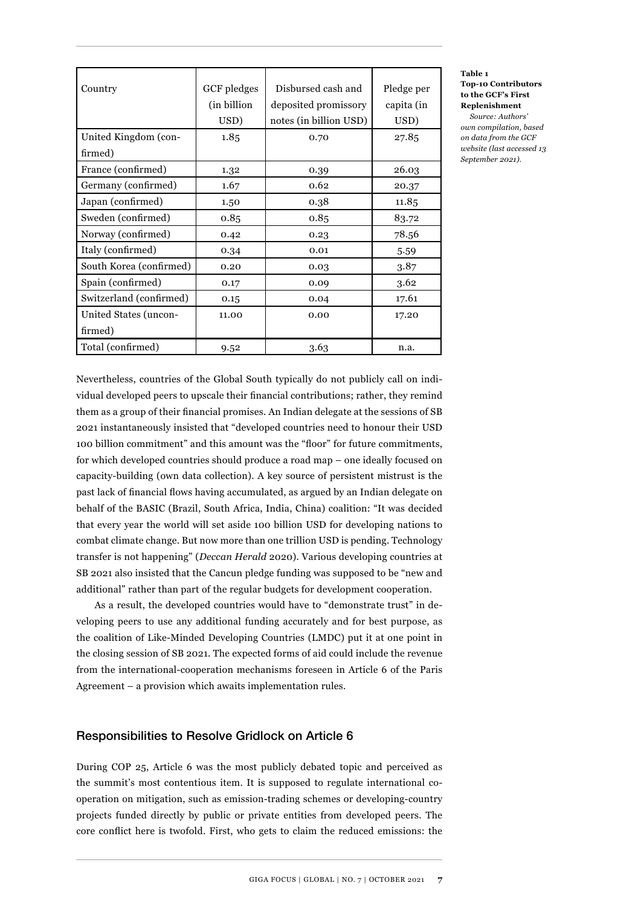**Table 1**
**Top-10 Contributors to the GCF's First Replenishment**

*Source: Authors' own compilation, based on data from the GCF website (last accessed 13 September 2021).*

| Country | GCF pledges (in billion USD) | Disbursed cash and deposited promissory notes (in billion USD) | Pledge per capita (in USD) |
|---|---|---|---|
| United Kingdom (confirmed) | 1.85 | 0.70 | 27.85 |
| France (confirmed) | 1.32 | 0.39 | 26.03 |
| Germany (confirmed) | 1.67 | 0.62 | 20.37 |
| Japan (confirmed) | 1.50 | 0.38 | 11.85 |
| Sweden (confirmed) | 0.85 | 0.85 | 83.72 |
| Norway (confirmed) | 0.42 | 0.23 | 78.56 |
| Italy (confirmed) | 0.34 | 0.01 | 5.59 |
| South Korea (confirmed) | 0.20 | 0.03 | 3.87 |
| Spain (confirmed) | 0.17 | 0.09 | 3.62 |
| Switzerland (confirmed) | 0.15 | 0.04 | 17.61 |
| United States (unconfirmed) | 11.00 | 0.00 | 17.20 |
| Total (confirmed) | 9.52 | 3.63 | n.a. |

Nevertheless, countries of the Global South typically do not publicly call on individual developed peers to upscale their financial contributions; rather, they remind them as a group of their financial promises. An Indian delegate at the sessions of SB 2021 instantaneously insisted that "developed countries need to honour their USD 100 billion commitment" and this amount was the "floor" for future commitments, for which developed countries should produce a road map – one ideally focused on capacity-building (own data collection). A key source of persistent mistrust is the past lack of financial flows having accumulated, as argued by an Indian delegate on behalf of the BASIC (Brazil, South Africa, India, China) coalition: "It was decided that every year the world will set aside 100 billion USD for developing nations to combat climate change. But now more than one trillion USD is pending. Technology transfer is not happening" (*Deccan Herald* 2020). Various developing countries at SB 2021 also insisted that the Cancun pledge funding was supposed to be "new and additional" rather than part of the regular budgets for development cooperation.

As a result, the developed countries would have to "demonstrate trust" in developing peers to use any additional funding accurately and for best purpose, as the coalition of Like-Minded Developing Countries (LMDC) put it at one point in the closing session of SB 2021. The expected forms of aid could include the revenue from the international-cooperation mechanisms foreseen in Article 6 of the Paris Agreement – a provision which awaits implementation rules.

## Responsibilities to Resolve Gridlock on Article 6

During COP 25, Article 6 was the most publicly debated topic and perceived as the summit's most contentious item. It is supposed to regulate international cooperation on mitigation, such as emission-trading schemes or developing-country projects funded directly by public or private entities from developed peers. The core conflict here is twofold. First, who gets to claim the reduced emissions: the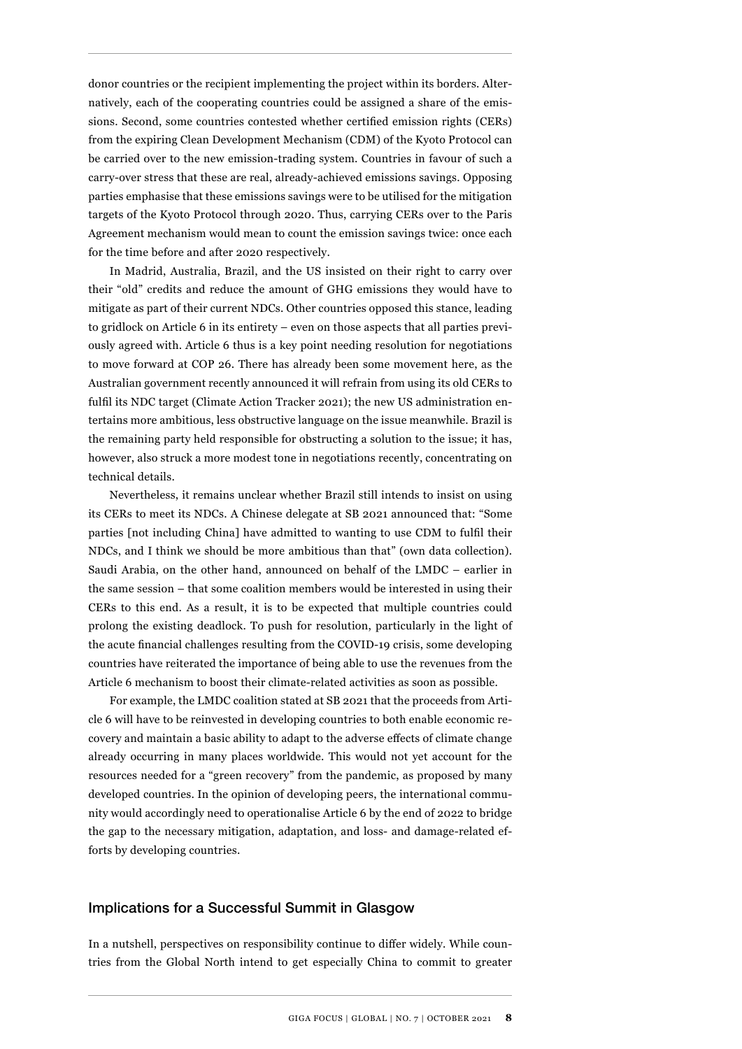donor countries or the recipient implementing the project within its borders. Alternatively, each of the cooperating countries could be assigned a share of the emissions. Second, some countries contested whether certified emission rights (CERs) from the expiring Clean Development Mechanism (CDM) of the Kyoto Protocol can be carried over to the new emission-trading system. Countries in favour of such a carry-over stress that these are real, already-achieved emissions savings. Opposing parties emphasise that these emissions savings were to be utilised for the mitigation targets of the Kyoto Protocol through 2020. Thus, carrying CERs over to the Paris Agreement mechanism would mean to count the emission savings twice: once each for the time before and after 2020 respectively.

In Madrid, Australia, Brazil, and the US insisted on their right to carry over their "old" credits and reduce the amount of GHG emissions they would have to mitigate as part of their current NDCs. Other countries opposed this stance, leading to gridlock on Article 6 in its entirety – even on those aspects that all parties previously agreed with. Article 6 thus is a key point needing resolution for negotiations to move forward at COP 26. There has already been some movement here, as the Australian government recently announced it will refrain from using its old CERs to fulfil its NDC target (Climate Action Tracker 2021); the new US administration entertains more ambitious, less obstructive language on the issue meanwhile. Brazil is the remaining party held responsible for obstructing a solution to the issue; it has, however, also struck a more modest tone in negotiations recently, concentrating on technical details.

Nevertheless, it remains unclear whether Brazil still intends to insist on using its CERs to meet its NDCs. A Chinese delegate at SB 2021 announced that: "Some parties [not including China] have admitted to wanting to use CDM to fulfil their NDCs, and I think we should be more ambitious than that" (own data collection). Saudi Arabia, on the other hand, announced on behalf of the LMDC – earlier in the same session – that some coalition members would be interested in using their CERs to this end. As a result, it is to be expected that multiple countries could prolong the existing deadlock. To push for resolution, particularly in the light of the acute financial challenges resulting from the COVID-19 crisis, some developing countries have reiterated the importance of being able to use the revenues from the Article 6 mechanism to boost their climate-related activities as soon as possible.

For example, the LMDC coalition stated at SB 2021 that the proceeds from Article 6 will have to be reinvested in developing countries to both enable economic recovery and maintain a basic ability to adapt to the adverse effects of climate change already occurring in many places worldwide. This would not yet account for the resources needed for a "green recovery" from the pandemic, as proposed by many developed countries. In the opinion of developing peers, the international community would accordingly need to operationalise Article 6 by the end of 2022 to bridge the gap to the necessary mitigation, adaptation, and loss- and damage-related efforts by developing countries.

## Implications for a Successful Summit in Glasgow

In a nutshell, perspectives on responsibility continue to differ widely. While countries from the Global North intend to get especially China to commit to greater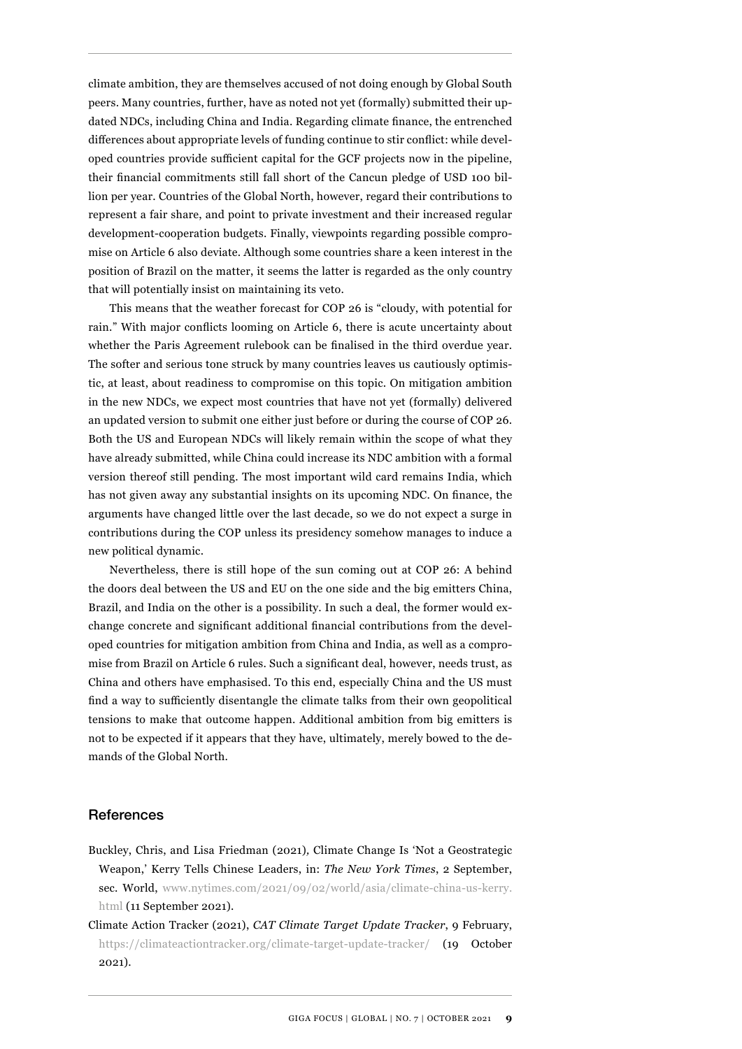climate ambition, they are themselves accused of not doing enough by Global South peers. Many countries, further, have as noted not yet (formally) submitted their updated NDCs, including China and India. Regarding climate finance, the entrenched differences about appropriate levels of funding continue to stir conflict: while developed countries provide sufficient capital for the GCF projects now in the pipeline, their financial commitments still fall short of the Cancun pledge of USD 100 billion per year. Countries of the Global North, however, regard their contributions to represent a fair share, and point to private investment and their increased regular development-cooperation budgets. Finally, viewpoints regarding possible compromise on Article 6 also deviate. Although some countries share a keen interest in the position of Brazil on the matter, it seems the latter is regarded as the only country that will potentially insist on maintaining its veto.

This means that the weather forecast for COP 26 is "cloudy, with potential for rain." With major conflicts looming on Article 6, there is acute uncertainty about whether the Paris Agreement rulebook can be finalised in the third overdue year. The softer and serious tone struck by many countries leaves us cautiously optimistic, at least, about readiness to compromise on this topic. On mitigation ambition in the new NDCs, we expect most countries that have not yet (formally) delivered an updated version to submit one either just before or during the course of COP 26. Both the US and European NDCs will likely remain within the scope of what they have already submitted, while China could increase its NDC ambition with a formal version thereof still pending. The most important wild card remains India, which has not given away any substantial insights on its upcoming NDC. On finance, the arguments have changed little over the last decade, so we do not expect a surge in contributions during the COP unless its presidency somehow manages to induce a new political dynamic.

Nevertheless, there is still hope of the sun coming out at COP 26: A behind the doors deal between the US and EU on the one side and the big emitters China, Brazil, and India on the other is a possibility. In such a deal, the former would exchange concrete and significant additional financial contributions from the developed countries for mitigation ambition from China and India, as well as a compromise from Brazil on Article 6 rules. Such a significant deal, however, needs trust, as China and others have emphasised. To this end, especially China and the US must find a way to sufficiently disentangle the climate talks from their own geopolitical tensions to make that outcome happen. Additional ambition from big emitters is not to be expected if it appears that they have, ultimately, merely bowed to the demands of the Global North.

## References

Buckley, Chris, and Lisa Friedman (2021), Climate Change Is 'Not a Geostrategic Weapon,' Kerry Tells Chinese Leaders, in: *The New York Times*, 2 September, sec. World, www.nytimes.com/2021/09/02/world/asia/climate-china-us-kerry.html (11 September 2021).

Climate Action Tracker (2021), *CAT Climate Target Update Tracker*, 9 February, https://climateactiontracker.org/climate-target-update-tracker/ (19 October 2021).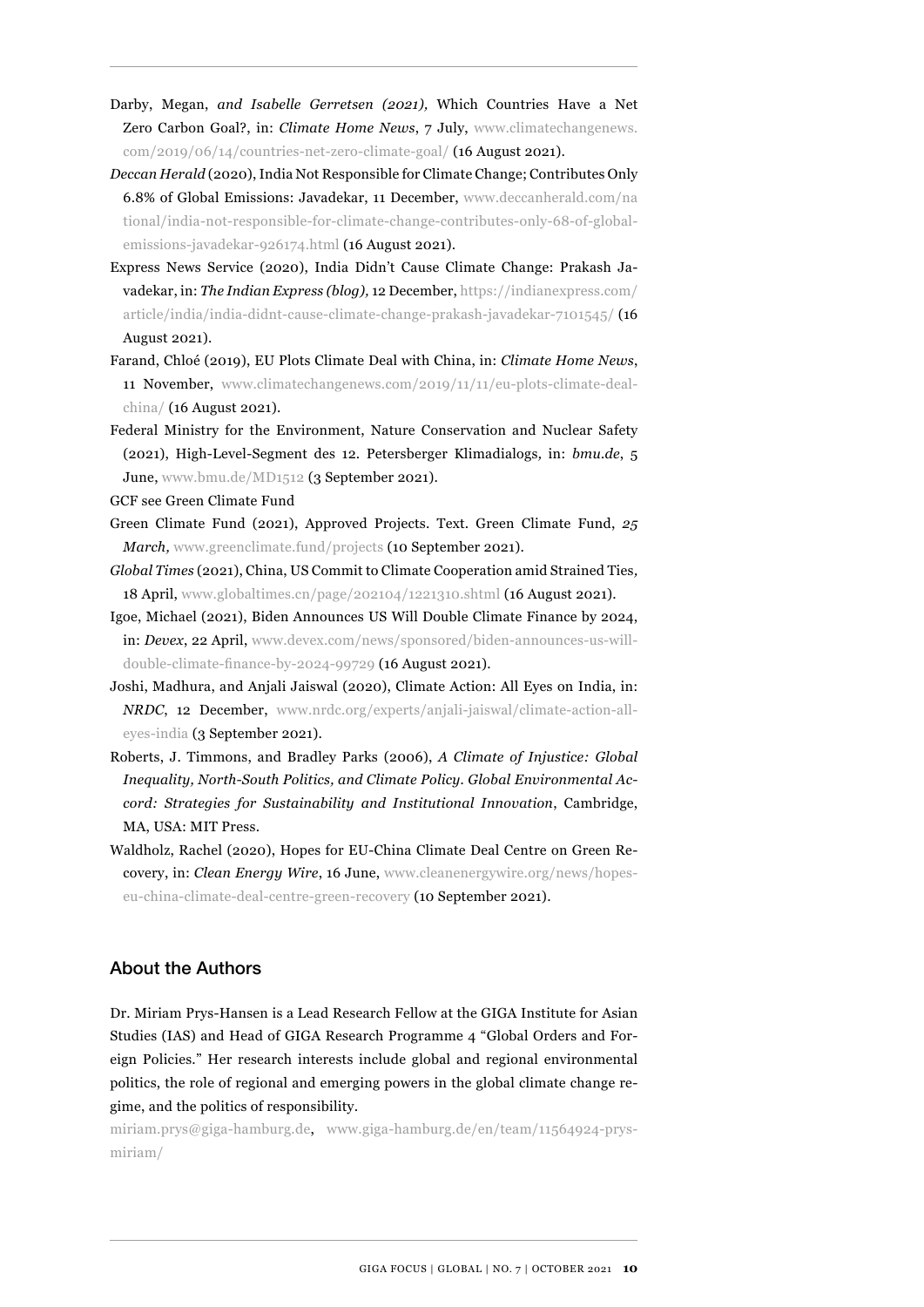Darby, Megan, *and Isabelle Gerretsen (2021),* Which Countries Have a Net Zero Carbon Goal?, in: *Climate Home News*, 7 July, www.climatechangenews.com/2019/06/14/countries-net-zero-climate-goal/ (16 August 2021).

*Deccan Herald* (2020), India Not Responsible for Climate Change; Contributes Only 6.8% of Global Emissions: Javadekar, 11 December, www.deccanherald.com/national/india-not-responsible-for-climate-change-contributes-only-68-of-global-emissions-javadekar-926174.html (16 August 2021).

Express News Service (2020), India Didn't Cause Climate Change: Prakash Javadekar, in: *The Indian Express (blog),* 12 December, https://indianexpress.com/article/india/india-didnt-cause-climate-change-prakash-javadekar-7101545/ (16 August 2021).

Farand, Chloé (2019), EU Plots Climate Deal with China, in: *Climate Home News*, 11 November, www.climatechangenews.com/2019/11/11/eu-plots-climate-deal-china/ (16 August 2021).

Federal Ministry for the Environment, Nature Conservation and Nuclear Safety (2021), High-Level-Segment des 12. Petersberger Klimadialogs*,* in: *bmu.de*, 5 June, www.bmu.de/MD1512 (3 September 2021).

GCF see Green Climate Fund

Green Climate Fund (2021), Approved Projects. Text. Green Climate Fund, *25 March,* www.greenclimate.fund/projects (10 September 2021).

*Global Times* (2021), China, US Commit to Climate Cooperation amid Strained Ties*,* 18 April, www.globaltimes.cn/page/202104/1221310.shtml (16 August 2021).

Igoe, Michael (2021), Biden Announces US Will Double Climate Finance by 2024, in: *Devex*, 22 April, www.devex.com/news/sponsored/biden-announces-us-will-double-climate-finance-by-2024-99729 (16 August 2021).

Joshi, Madhura, and Anjali Jaiswal (2020), Climate Action: All Eyes on India, in: *NRDC*, 12 December, www.nrdc.org/experts/anjali-jaiswal/climate-action-all-eyes-india (3 September 2021).

Roberts, J. Timmons, and Bradley Parks (2006), *A Climate of Injustice: Global Inequality, North-South Politics, and Climate Policy. Global Environmental Accord: Strategies for Sustainability and Institutional Innovation*, Cambridge, MA, USA: MIT Press.

Waldholz, Rachel (2020), Hopes for EU-China Climate Deal Centre on Green Recovery, in: *Clean Energy Wire*, 16 June, www.cleanenergywire.org/news/hopes-eu-china-climate-deal-centre-green-recovery (10 September 2021).

## About the Authors

Dr. Miriam Prys-Hansen is a Lead Research Fellow at the GIGA Institute for Asian Studies (IAS) and Head of GIGA Research Programme 4 "Global Orders and Foreign Policies." Her research interests include global and regional environmental politics, the role of regional and emerging powers in the global climate change regime, and the politics of responsibility.

miriam.prys@giga-hamburg.de, www.giga-hamburg.de/en/team/11564924-prys-miriam/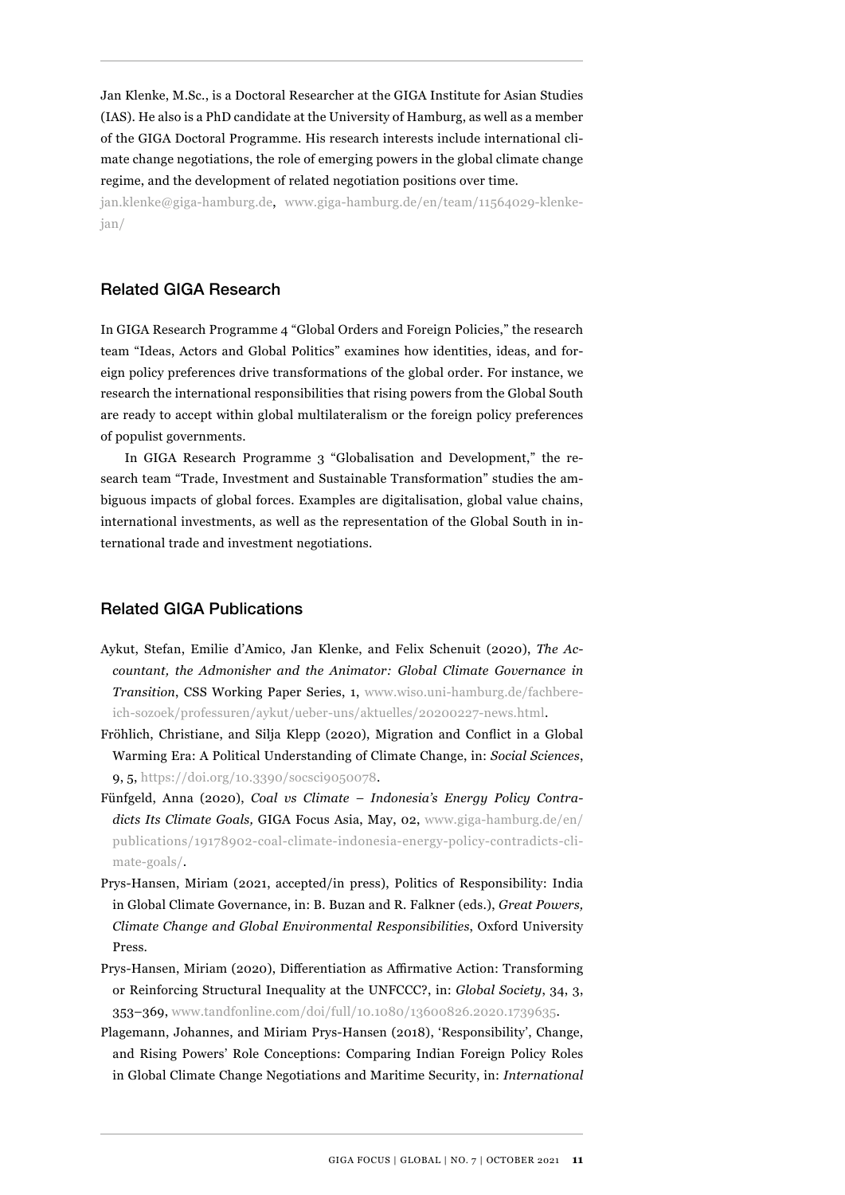Jan Klenke, M.Sc., is a Doctoral Researcher at the GIGA Institute for Asian Studies (IAS). He also is a PhD candidate at the University of Hamburg, as well as a member of the GIGA Doctoral Programme. His research interests include international climate change negotiations, the role of emerging powers in the global climate change regime, and the development of related negotiation positions over time.

jan.klenke@giga-hamburg.de, www.giga-hamburg.de/en/team/11564029-klenke-jan/

## Related GIGA Research

In GIGA Research Programme 4 "Global Orders and Foreign Policies," the research team "Ideas, Actors and Global Politics" examines how identities, ideas, and foreign policy preferences drive transformations of the global order. For instance, we research the international responsibilities that rising powers from the Global South are ready to accept within global multilateralism or the foreign policy preferences of populist governments.

In GIGA Research Programme 3 "Globalisation and Development," the research team "Trade, Investment and Sustainable Transformation" studies the ambiguous impacts of global forces. Examples are digitalisation, global value chains, international investments, as well as the representation of the Global South in international trade and investment negotiations.

## Related GIGA Publications

Aykut, Stefan, Emilie d'Amico, Jan Klenke, and Felix Schenuit (2020), *The Accountant, the Admonisher and the Animator: Global Climate Governance in Transition*, CSS Working Paper Series, 1, www.wiso.uni-hamburg.de/fachbereich-sozoek/professuren/aykut/ueber-uns/aktuelles/20200227-news.html.

Fröhlich, Christiane, and Silja Klepp (2020), Migration and Conflict in a Global Warming Era: A Political Understanding of Climate Change, in: *Social Sciences*, 9, 5, https://doi.org/10.3390/socsci9050078.

Fünfgeld, Anna (2020), *Coal vs Climate – Indonesia's Energy Policy Contradicts Its Climate Goals,* GIGA Focus Asia, May, 02, www.giga-hamburg.de/en/publications/19178902-coal-climate-indonesia-energy-policy-contradicts-climate-goals/.

Prys-Hansen, Miriam (2021, accepted/in press), Politics of Responsibility: India in Global Climate Governance, in: B. Buzan and R. Falkner (eds.), *Great Powers, Climate Change and Global Environmental Responsibilities*, Oxford University Press.

Prys-Hansen, Miriam (2020), Differentiation as Affirmative Action: Transforming or Reinforcing Structural Inequality at the UNFCCC?, in: *Global Society*, 34, 3, 353–369, www.tandfonline.com/doi/full/10.1080/13600826.2020.1739635.

Plagemann, Johannes, and Miriam Prys-Hansen (2018), 'Responsibility', Change, and Rising Powers' Role Conceptions: Comparing Indian Foreign Policy Roles in Global Climate Change Negotiations and Maritime Security, in: *International*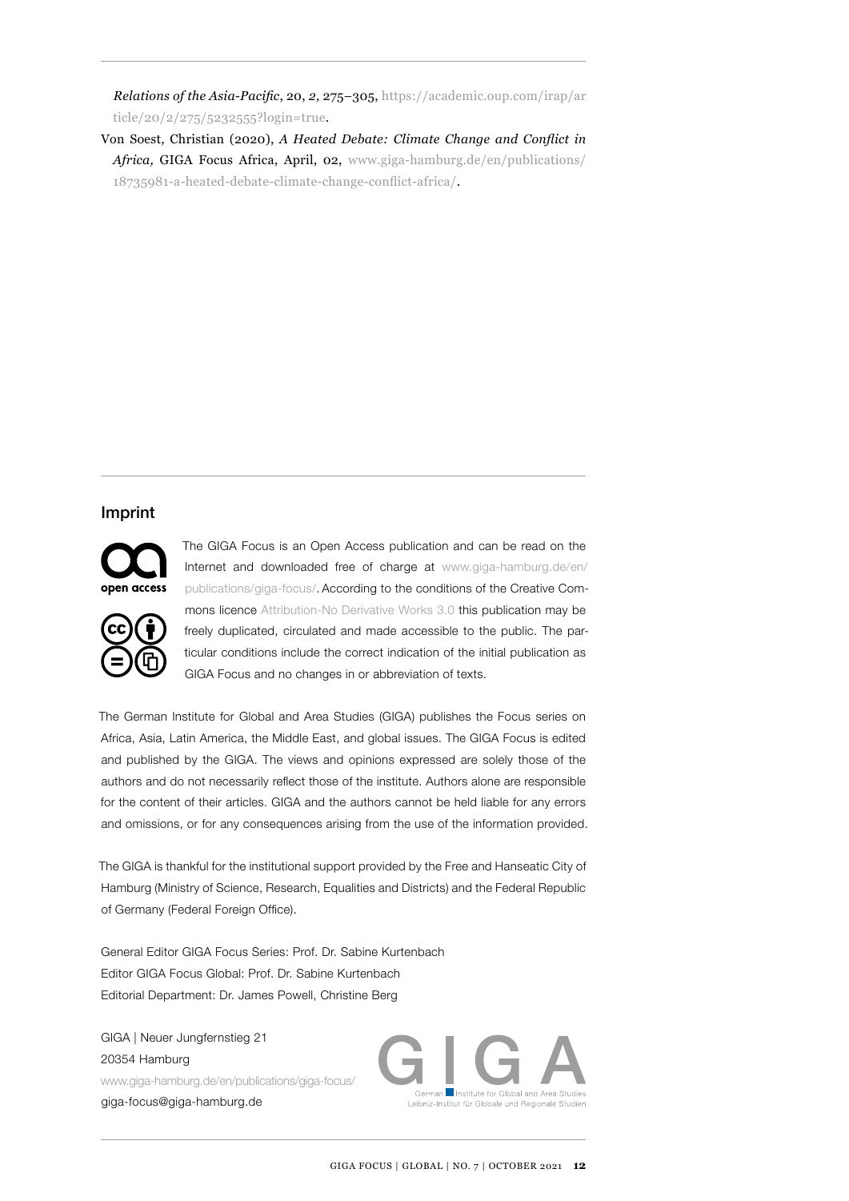*Relations of the Asia-Pacific*, 20, *2*, 275–305, https://academic.oup.com/irap/article/20/2/275/5232555?login=true.

Von Soest, Christian (2020), *A Heated Debate: Climate Change and Conflict in Africa,* GIGA Focus Africa, April, 02, www.giga-hamburg.de/en/publications/18735981-a-heated-debate-climate-change-conflict-africa/.

## Imprint

The GIGA Focus is an Open Access publication and can be read on the Internet and downloaded free of charge at www.giga-hamburg.de/en/publications/giga-focus/. According to the conditions of the Creative Commons licence Attribution-No Derivative Works 3.0 this publication may be freely duplicated, circulated and made accessible to the public. The particular conditions include the correct indication of the initial publication as GIGA Focus and no changes in or abbreviation of texts.

The German Institute for Global and Area Studies (GIGA) publishes the Focus series on Africa, Asia, Latin America, the Middle East, and global issues. The GIGA Focus is edited and published by the GIGA. The views and opinions expressed are solely those of the authors and do not necessarily reflect those of the institute. Authors alone are responsible for the content of their articles. GIGA and the authors cannot be held liable for any errors and omissions, or for any consequences arising from the use of the information provided.

The GIGA is thankful for the institutional support provided by the Free and Hanseatic City of Hamburg (Ministry of Science, Research, Equalities and Districts) and the Federal Republic of Germany (Federal Foreign Office).

General Editor GIGA Focus Series: Prof. Dr. Sabine Kurtenbach
Editor GIGA Focus Global: Prof. Dr. Sabine Kurtenbach
Editorial Department: Dr. James Powell, Christine Berg

GIGA | Neuer Jungfernstieg 21
20354 Hamburg
www.giga-hamburg.de/en/publications/giga-focus/
giga-focus@giga-hamburg.de

GIGA
German Institute for Global and Area Studies
Leibniz-Institut für Globale und Regionale Studien